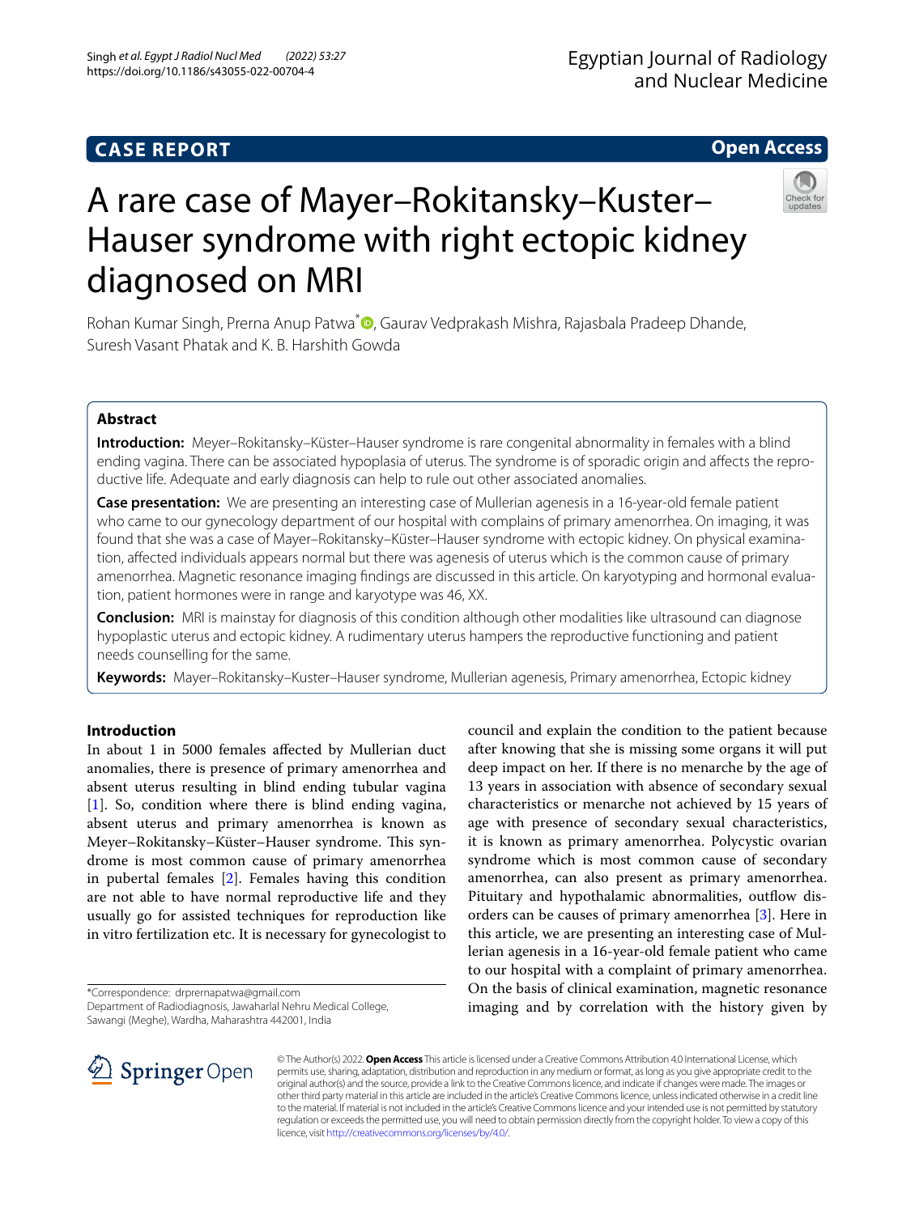CASE REPORT

Open Access

# A rare case of Mayer–Rokitansky–Kuster–Hauser syndrome with right ectopic kidney diagnosed on MRI

Rohan Kumar Singh, Prerna Anup Patwa*, Gaurav Vedprakash Mishra, Rajasbala Pradeep Dhande, Suresh Vasant Phatak and K. B. Harshith Gowda

## Abstract

**Introduction:** Meyer–Rokitansky–Küster–Hauser syndrome is rare congenital abnormality in females with a blind ending vagina. There can be associated hypoplasia of uterus. The syndrome is of sporadic origin and affects the reproductive life. Adequate and early diagnosis can help to rule out other associated anomalies.

**Case presentation:** We are presenting an interesting case of Mullerian agenesis in a 16-year-old female patient who came to our gynecology department of our hospital with complains of primary amenorrhea. On imaging, it was found that she was a case of Mayer–Rokitansky–Küster–Hauser syndrome with ectopic kidney. On physical examination, affected individuals appears normal but there was agenesis of uterus which is the common cause of primary amenorrhea. Magnetic resonance imaging findings are discussed in this article. On karyotyping and hormonal evaluation, patient hormones were in range and karyotype was 46, XX.

**Conclusion:** MRI is mainstay for diagnosis of this condition although other modalities like ultrasound can diagnose hypoplastic uterus and ectopic kidney. A rudimentary uterus hampers the reproductive functioning and patient needs counselling for the same.

**Keywords:** Mayer–Rokitansky–Kuster–Hauser syndrome, Mullerian agenesis, Primary amenorrhea, Ectopic kidney

## Introduction

In about 1 in 5000 females affected by Mullerian duct anomalies, there is presence of primary amenorrhea and absent uterus resulting in blind ending tubular vagina [1]. So, condition where there is blind ending vagina, absent uterus and primary amenorrhea is known as Meyer–Rokitansky–Küster–Hauser syndrome. This syndrome is most common cause of primary amenorrhea in pubertal females [2]. Females having this condition are not able to have normal reproductive life and they usually go for assisted techniques for reproduction like in vitro fertilization etc. It is necessary for gynecologist to council and explain the condition to the patient because after knowing that she is missing some organs it will put deep impact on her. If there is no menarche by the age of 13 years in association with absence of secondary sexual characteristics or menarche not achieved by 15 years of age with presence of secondary sexual characteristics, it is known as primary amenorrhea. Polycystic ovarian syndrome which is most common cause of secondary amenorrhea, can also present as primary amenorrhea. Pituitary and hypothalamic abnormalities, outflow disorders can be causes of primary amenorrhea [3]. Here in this article, we are presenting an interesting case of Mullerian agenesis in a 16-year-old female patient who came to our hospital with a complaint of primary amenorrhea. On the basis of clinical examination, magnetic resonance imaging and by correlation with the history given by

*Correspondence: drprernapatwa@gmail.com
Department of Radiodiagnosis, Jawaharlal Nehru Medical College, Sawangi (Meghe), Wardha, Maharashtra 442001, India

© The Author(s) 2022. **Open Access** This article is licensed under a Creative Commons Attribution 4.0 International License, which permits use, sharing, adaptation, distribution and reproduction in any medium or format, as long as you give appropriate credit to the original author(s) and the source, provide a link to the Creative Commons licence, and indicate if changes were made. The images or other third party material in this article are included in the article's Creative Commons licence, unless indicated otherwise in a credit line to the material. If material is not included in the article's Creative Commons licence and your intended use is not permitted by statutory regulation or exceeds the permitted use, you will need to obtain permission directly from the copyright holder. To view a copy of this licence, visit http://creativecommons.org/licenses/by/4.0/.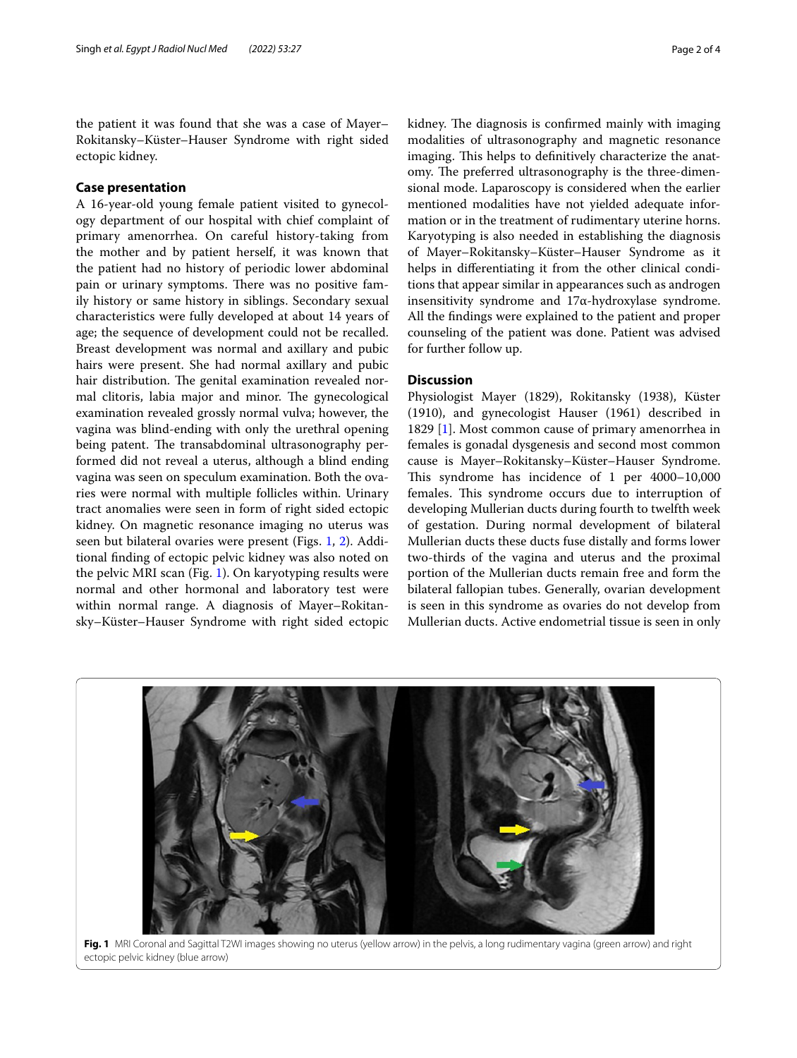the patient it was found that she was a case of Mayer–Rokitansky–Küster–Hauser Syndrome with right sided ectopic kidney.

## Case presentation

A 16-year-old young female patient visited to gynecology department of our hospital with chief complaint of primary amenorrhea. On careful history-taking from the mother and by patient herself, it was known that the patient had no history of periodic lower abdominal pain or urinary symptoms. There was no positive family history or same history in siblings. Secondary sexual characteristics were fully developed at about 14 years of age; the sequence of development could not be recalled. Breast development was normal and axillary and pubic hairs were present. She had normal axillary and pubic hair distribution. The genital examination revealed normal clitoris, labia major and minor. The gynecological examination revealed grossly normal vulva; however, the vagina was blind-ending with only the urethral opening being patent. The transabdominal ultrasonography performed did not reveal a uterus, although a blind ending vagina was seen on speculum examination. Both the ovaries were normal with multiple follicles within. Urinary tract anomalies were seen in form of right sided ectopic kidney. On magnetic resonance imaging no uterus was seen but bilateral ovaries were present (Figs. 1, 2). Additional finding of ectopic pelvic kidney was also noted on the pelvic MRI scan (Fig. 1). On karyotyping results were normal and other hormonal and laboratory test were within normal range. A diagnosis of Mayer–Rokitansky–Küster–Hauser Syndrome with right sided ectopic kidney. The diagnosis is confirmed mainly with imaging modalities of ultrasonography and magnetic resonance imaging. This helps to definitively characterize the anatomy. The preferred ultrasonography is the three-dimensional mode. Laparoscopy is considered when the earlier mentioned modalities have not yielded adequate information or in the treatment of rudimentary uterine horns. Karyotyping is also needed in establishing the diagnosis of Mayer–Rokitansky–Küster–Hauser Syndrome as it helps in differentiating it from the other clinical conditions that appear similar in appearances such as androgen insensitivity syndrome and 17α-hydroxylase syndrome. All the findings were explained to the patient and proper counseling of the patient was done. Patient was advised for further follow up.

## Discussion

Physiologist Mayer (1829), Rokitansky (1938), Küster (1910), and gynecologist Hauser (1961) described in 1829 [1]. Most common cause of primary amenorrhea in females is gonadal dysgenesis and second most common cause is Mayer–Rokitansky–Küster–Hauser Syndrome. This syndrome has incidence of 1 per 4000–10,000 females. This syndrome occurs due to interruption of developing Mullerian ducts during fourth to twelfth week of gestation. During normal development of bilateral Mullerian ducts these ducts fuse distally and forms lower two-thirds of the vagina and uterus and the proximal portion of the Mullerian ducts remain free and form the bilateral fallopian tubes. Generally, ovarian development is seen in this syndrome as ovaries do not develop from Mullerian ducts. Active endometrial tissue is seen in only

**Fig. 1** MRI Coronal and Sagittal T2WI images showing no uterus (yellow arrow) in the pelvis, a long rudimentary vagina (green arrow) and right ectopic pelvic kidney (blue arrow)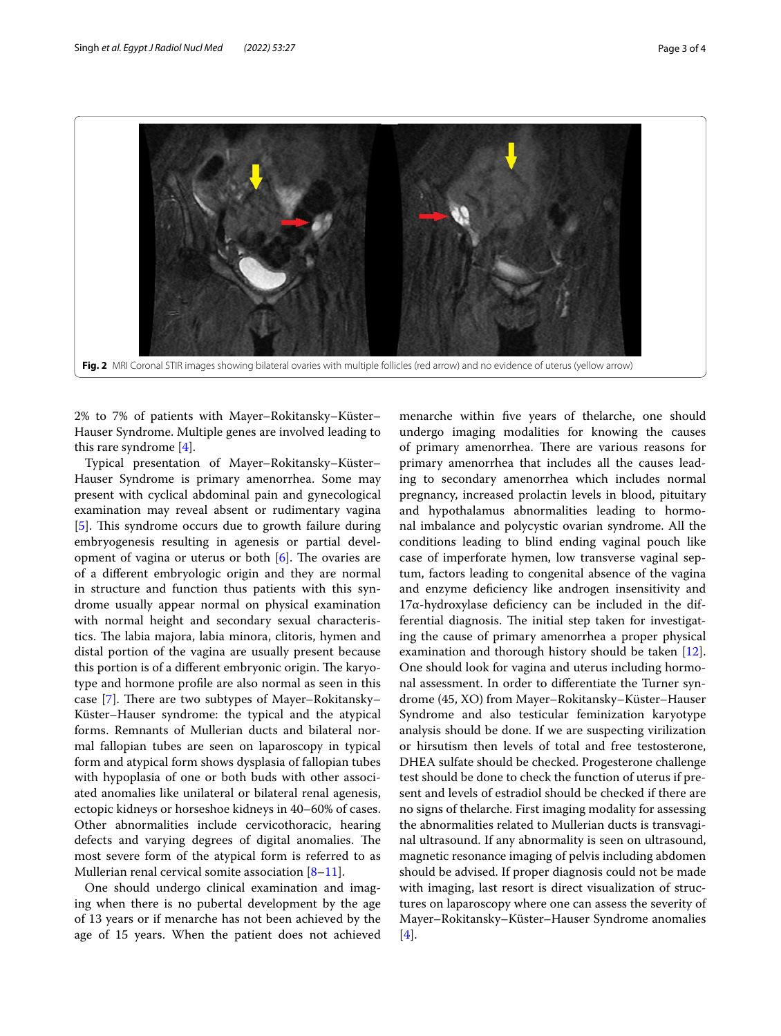**Fig. 2** MRI Coronal STIR images showing bilateral ovaries with multiple follicles (red arrow) and no evidence of uterus (yellow arrow)

2% to 7% of patients with Mayer–Rokitansky–Küster–Hauser Syndrome. Multiple genes are involved leading to this rare syndrome [4].

Typical presentation of Mayer–Rokitansky–Küster–Hauser Syndrome is primary amenorrhea. Some may present with cyclical abdominal pain and gynecological examination may reveal absent or rudimentary vagina [5]. This syndrome occurs due to growth failure during embryogenesis resulting in agenesis or partial development of vagina or uterus or both [6]. The ovaries are of a different embryologic origin and they are normal in structure and function thus patients with this syndrome usually appear normal on physical examination with normal height and secondary sexual characteristics. The labia majora, labia minora, clitoris, hymen and distal portion of the vagina are usually present because this portion is of a different embryonic origin. The karyotype and hormone profile are also normal as seen in this case [7]. There are two subtypes of Mayer–Rokitansky–Küster–Hauser syndrome: the typical and the atypical forms. Remnants of Mullerian ducts and bilateral normal fallopian tubes are seen on laparoscopy in typical form and atypical form shows dysplasia of fallopian tubes with hypoplasia of one or both buds with other associated anomalies like unilateral or bilateral renal agenesis, ectopic kidneys or horseshoe kidneys in 40–60% of cases. Other abnormalities include cervicothoracic, hearing defects and varying degrees of digital anomalies. The most severe form of the atypical form is referred to as Mullerian renal cervical somite association [8–11].

One should undergo clinical examination and imaging when there is no pubertal development by the age of 13 years or if menarche has not been achieved by the age of 15 years. When the patient does not achieved menarche within five years of thelarche, one should undergo imaging modalities for knowing the causes of primary amenorrhea. There are various reasons for primary amenorrhea that includes all the causes leading to secondary amenorrhea which includes normal pregnancy, increased prolactin levels in blood, pituitary and hypothalamus abnormalities leading to hormonal imbalance and polycystic ovarian syndrome. All the conditions leading to blind ending vaginal pouch like case of imperforate hymen, low transverse vaginal septum, factors leading to congenital absence of the vagina and enzyme deficiency like androgen insensitivity and 17α-hydroxylase deficiency can be included in the differential diagnosis. The initial step taken for investigating the cause of primary amenorrhea a proper physical examination and thorough history should be taken [12]. One should look for vagina and uterus including hormonal assessment. In order to differentiate the Turner syndrome (45, XO) from Mayer–Rokitansky–Küster–Hauser Syndrome and also testicular feminization karyotype analysis should be done. If we are suspecting virilization or hirsutism then levels of total and free testosterone, DHEA sulfate should be checked. Progesterone challenge test should be done to check the function of uterus if present and levels of estradiol should be checked if there are no signs of thelarche. First imaging modality for assessing the abnormalities related to Mullerian ducts is transvaginal ultrasound. If any abnormality is seen on ultrasound, magnetic resonance imaging of pelvis including abdomen should be advised. If proper diagnosis could not be made with imaging, last resort is direct visualization of structures on laparoscopy where one can assess the severity of Mayer–Rokitansky–Küster–Hauser Syndrome anomalies [4].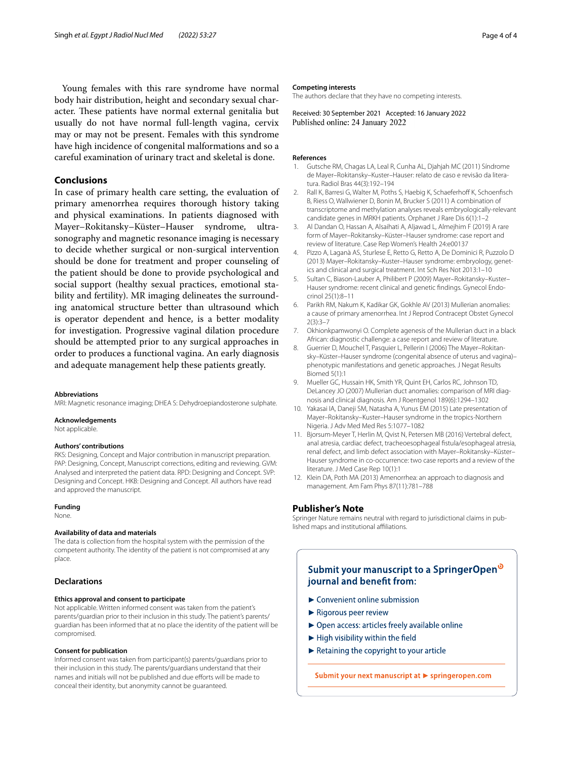Young females with this rare syndrome have normal body hair distribution, height and secondary sexual character. These patients have normal external genitalia but usually do not have normal full-length vagina, cervix may or may not be present. Females with this syndrome have high incidence of congenital malformations and so a careful examination of urinary tract and skeletal is done.

## Conclusions

In case of primary health care setting, the evaluation of primary amenorrhea requires thorough history taking and physical examinations. In patients diagnosed with Mayer–Rokitansky–Küster–Hauser syndrome, ultrasonography and magnetic resonance imaging is necessary to decide whether surgical or non-surgical intervention should be done for treatment and proper counseling of the patient should be done to provide psychological and social support (healthy sexual practices, emotional stability and fertility). MR imaging delineates the surrounding anatomical structure better than ultrasound which is operator dependent and hence, is a better modality for investigation. Progressive vaginal dilation procedure should be attempted prior to any surgical approaches in order to produces a functional vagina. An early diagnosis and adequate management help these patients greatly.

#### Abbreviations

MRI: Magnetic resonance imaging; DHEA S: Dehydroepiandosterone sulphate.

#### Acknowledgements

Not applicable.

#### Authors' contributions

RKS: Designing, Concept and Major contribution in manuscript preparation. PAP: Designing, Concept, Manuscript corrections, editing and reviewing. GVM: Analysed and interpreted the patient data. RPD: Designing and Concept. SVP: Designing and Concept. HKB: Designing and Concept. All authors have read and approved the manuscript.

#### Funding

None.

#### Availability of data and materials

The data is collection from the hospital system with the permission of the competent authority. The identity of the patient is not compromised at any place.

### Declarations

#### Ethics approval and consent to participate

Not applicable. Written informed consent was taken from the patient's parents/guardian prior to their inclusion in this study. The patient's parents/guardian has been informed that at no place the identity of the patient will be compromised.

#### Consent for publication

Informed consent was taken from participant(s) parents/guardians prior to their inclusion in this study. The parents/guardians understand that their names and initials will not be published and due efforts will be made to conceal their identity, but anonymity cannot be guaranteed.

#### Competing interests

The authors declare that they have no competing interests.

Received: 30 September 2021 Accepted: 16 January 2022
Published online: 24 January 2022

#### References

1. Gutsche RM, Chagas LA, Leal R, Cunha AL, Djahjah MC (2011) Síndrome de Mayer–Rokitansky–Kuster–Hauser: relato de caso e revisão da literatura. Radiol Bras 44(3):192–194
2. Rall K, Barresi G, Walter M, Poths S, Haebig K, Schaeferhoff K, Schoenfisch B, Riess O, Wallwiener D, Bonin M, Brucker S (2011) A combination of transcriptome and methylation analyses reveals embryologically-relevant candidate genes in MRKH patients. Orphanet J Rare Dis 6(1):1–2
3. Al Dandan O, Hassan A, Alsaihati A, Aljawad L, Almejhim F (2019) A rare form of Mayer–Rokitansky–Küster–Hauser syndrome: case report and review of literature. Case Rep Women's Health 24:e00137
4. Pizzo A, Laganà AS, Sturlese E, Retto G, Retto A, De Dominici R, Puzzolo D (2013) Mayer–Rokitansky–Kuster–Hauser syndrome: embryology, genetics and clinical and surgical treatment. Int Sch Res Not 2013:1–10
5. Sultan C, Biason-Lauber A, Philibert P (2009) Mayer–Rokitansky–Kuster–Hauser syndrome: recent clinical and genetic findings. Gynecol Endocrinol 25(1):8–11
6. Parikh RM, Nakum K, Kadikar GK, Gokhle AV (2013) Mullerian anomalies: a cause of primary amenorrhea. Int J Reprod Contracept Obstet Gynecol 2(3):3–7
7. Okhionkpamwonyi O. Complete agenesis of the Mullerian duct in a black African: diagnostic challenge: a case report and review of literature.
8. Guerrier D, Mouchel T, Pasquier L, Pellerin I (2006) The Mayer–Rokitansky–Küster–Hauser syndrome (congenital absence of uterus and vagina)–phenotypic manifestations and genetic approaches. J Negat Results Biomed 5(1):1
9. Mueller GC, Hussain HK, Smith YR, Quint EH, Carlos RC, Johnson TD, DeLancey JO (2007) Mullerian duct anomalies: comparison of MRI diagnosis and clinical diagnosis. Am J Roentgenol 189(6):1294–1302
10. Yakasai IA, Daneji SM, Natasha A, Yunus EM (2015) Late presentation of Mayer–Rokitansky–Kuster–Hauser syndrome in the tropics-Northern Nigeria. J Adv Med Med Res 5:1077–1082
11. Bjorsum-Meyer T, Herlin M, Qvist N, Petersen MB (2016) Vertebral defect, anal atresia, cardiac defect, tracheoesophageal fistula/esophageal atresia, renal defect, and limb defect association with Mayer–Rokitansky–Küster–Hauser syndrome in co-occurrence: two case reports and a review of the literature. J Med Case Rep 10(1):1
12. Klein DA, Poth MA (2013) Amenorrhea: an approach to diagnosis and management. Am Fam Phys 87(11):781–788

## Publisher's Note

Springer Nature remains neutral with regard to jurisdictional claims in published maps and institutional affiliations.

**Submit your manuscript to a SpringerOpen journal and benefit from:**

- Convenient online submission
- Rigorous peer review
- Open access: articles freely available online
- High visibility within the field
- Retaining the copyright to your article

Submit your next manuscript at ► springeropen.com